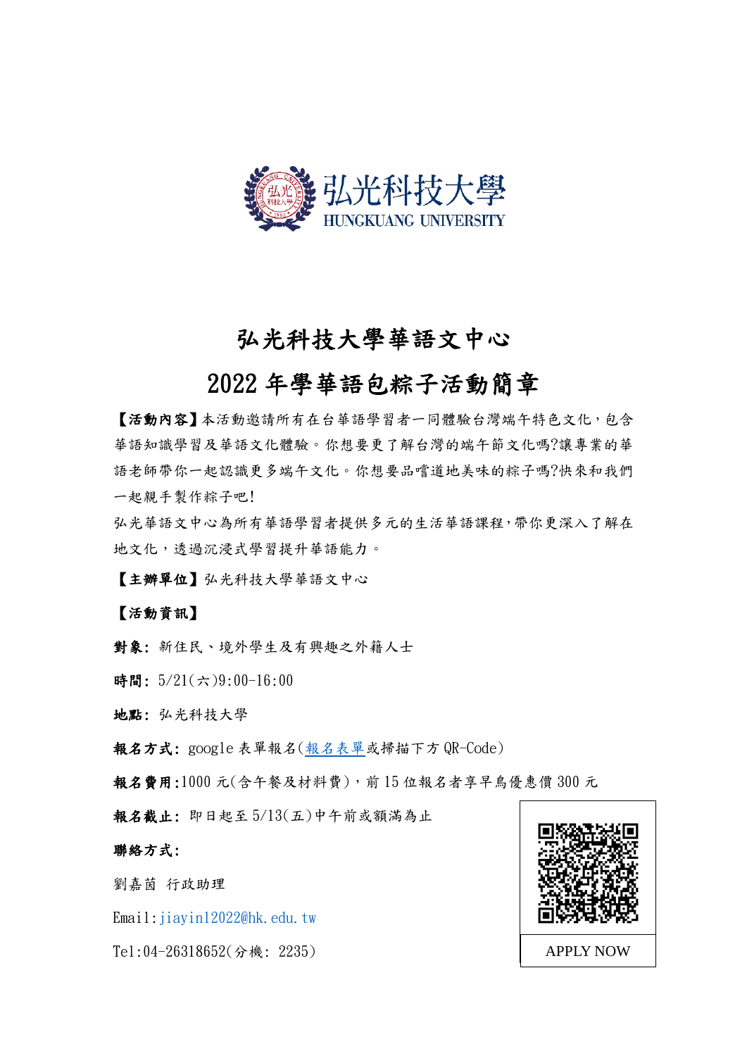# 弘光科技大學華語文中心

# 2022 年學華語包粽子活動簡章

**【活動內容】**本活動邀請所有在台華語學習者一同體驗台灣端午特色文化，包含華語知識學習及華語文化體驗。你想要更了解台灣的端午節文化嗎?讓專業的華語老師帶你一起認識更多端午文化。你想要品嚐道地美味的粽子嗎?快來和我們一起親手製作粽子吧!

弘光華語文中心為所有華語學習者提供多元的生活華語課程，帶你更深入了解在地文化，透過沉浸式學習提升華語能力。

**【主辦單位】**弘光科技大學華語文中心

**【活動資訊】**

**對象:** 新住民、境外學生及有興趣之外籍人士

**時間:** 5/21(六)9:00-16:00

**地點:** 弘光科技大學

**報名方式:** google 表單報名(報名表單或掃描下方 QR-Code)

**報名費用:**1000 元(含午餐及材料費)，前 15 位報名者享早鳥優惠價 300 元

**報名截止:** 即日起至 5/13(五)中午前或額滿為止

**聯絡方式:**

劉嘉茵 行政助理

Email:jiayin12022@hk.edu.tw

Tel:04-26318652(分機: 2235)

APPLY NOW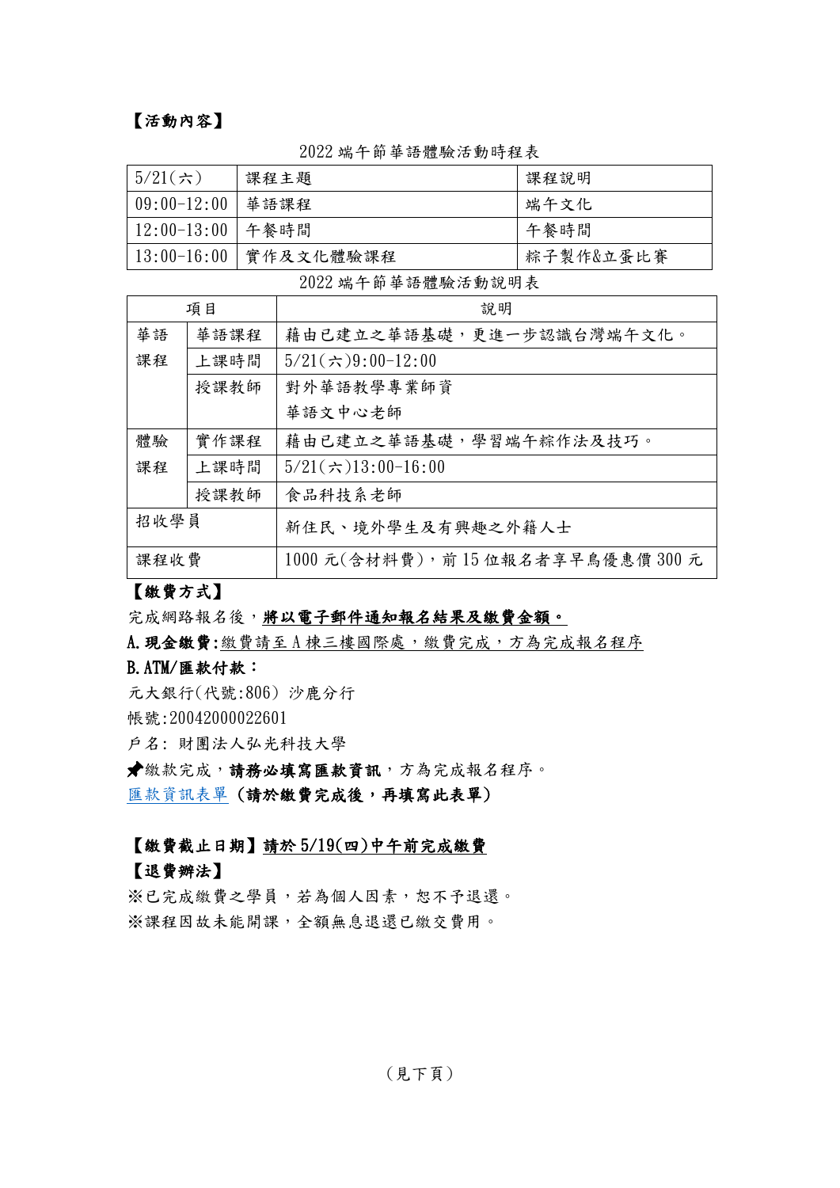## 【活動內容】

2022 端午節華語體驗活動時程表

| 5/21(六) | 課程主題 | 課程說明 |
|---|---|---|
| 09:00-12:00 | 華語課程 | 端午文化 |
| 12:00-13:00 | 午餐時間 | 午餐時間 |
| 13:00-16:00 | 實作及文化體驗課程 | 粽子製作&立蛋比賽 |

2022 端午節華語體驗活動說明表

| 項目 | | 說明 |
|---|---|---|
| 華語課程 | 華語課程 | 藉由已建立之華語基礎，更進一步認識台灣端午文化。 |
| | 上課時間 | 5/21(六)9:00-12:00 |
| | 授課教師 | 對外華語教學專業師資<br>華語文中心老師 |
| 體驗課程 | 實作課程 | 藉由已建立之華語基礎，學習端午粽作法及技巧。 |
| | 上課時間 | 5/21(六)13:00-16:00 |
| | 授課教師 | 食品科技系老師 |
| 招收學員 | | 新住民、境外學生及有興趣之外籍人士 |
| 課程收費 | | 1000 元(含材料費)，前 15 位報名者享早鳥優惠價 300 元 |

## 【繳費方式】

完成網路報名後，**將以電子郵件通知報名結果及繳費金額。**

**A. 現金繳費:**繳費請至 A 棟三樓國際處，繳費完成，方為完成報名程序

**B. ATM/匯款付款：**

元大銀行(代號:806) 沙鹿分行

帳號:20042000022601

戶名: 財團法人弘光科技大學

📌繳款完成，**請務必填寫匯款資訊**，方為完成報名程序。

匯款資訊表單 **(請於繳費完成後，再填寫此表單)**

## 【繳費截止日期】請於 5/19(四)中午前完成繳費

## 【退費辦法】

※已完成繳費之學員，若為個人因素，恕不予退還。

※課程因故未能開課，全額無息退還已繳交費用。

(見下頁)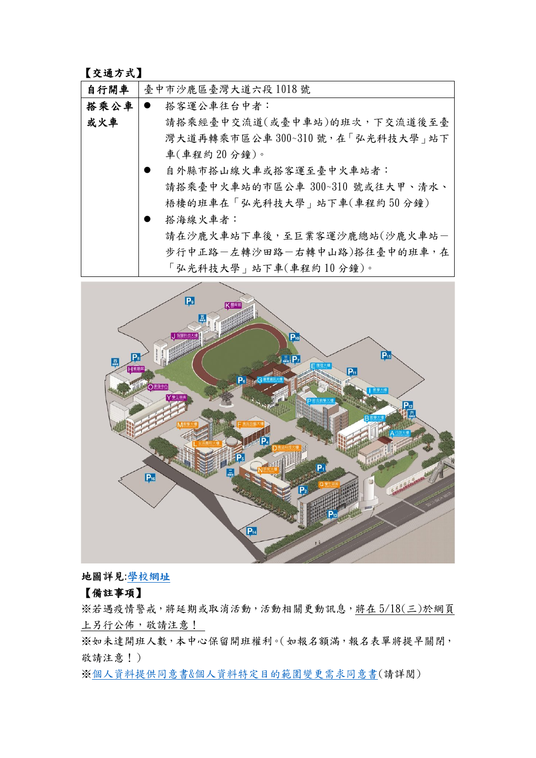【交通方式】

| 自行開車 | 臺中市沙鹿區臺灣大道六段 1018 號 |
|---|---|
| 搭乘公車或火車 | ● 搭客運公車往台中者：<br>請搭乘經臺中交流道(或臺中車站)的班次，下交流道後至臺灣大道再轉乘市區公車 300~310 號，在「弘光科技大學」站下車(車程約 20 分鐘)。<br>● 自外縣市搭山線火車或搭客運至臺中火車站者：<br>請搭乘臺中火車站的市區公車 300~310 號或往大甲、清水、梧棲的班車在「弘光科技大學」站下車(車程約 50 分鐘)<br>● 搭海線火車者：<br>請在沙鹿火車站下車後，至巨業客運沙鹿總站(沙鹿火車站－步行中正路－左轉沙田路－右轉中山路)搭往臺中的班車，在「弘光科技大學」站下車(車程約 10 分鐘)。 |

地圖詳見:學校網址

【備註事項】

※若遇疫情警戒，將延期或取消活動，活動相關更動訊息，將在 5/18(三)於網頁上另行公佈，敬請注意！

※如未達開班人數，本中心保留開班權利。(如報名額滿，報名表單將提早關閉，敬請注意！)

※個人資料提供同意書&個人資料特定目的範圍變更需求同意書(請詳閱)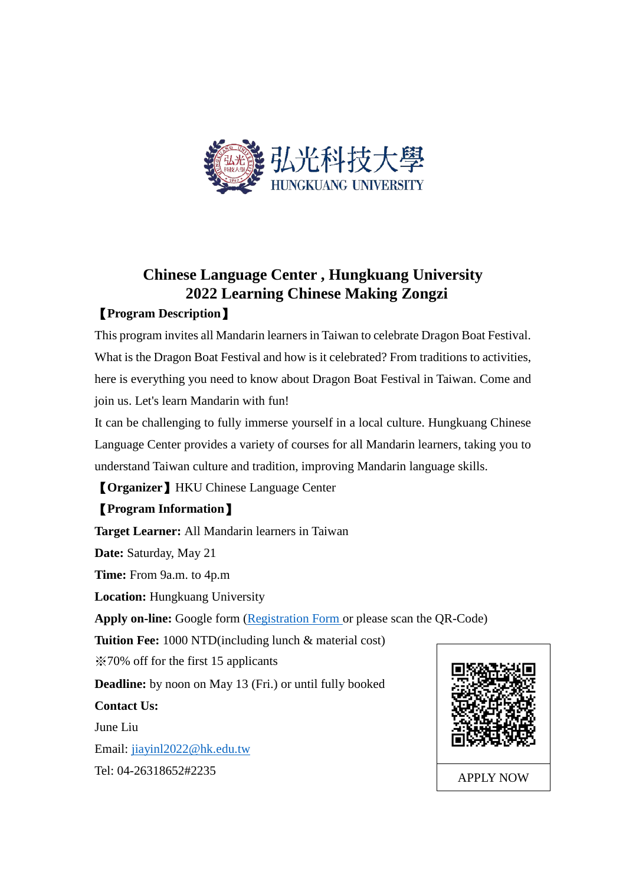弘光科技大學
HUNGKUANG UNIVERSITY

# Chinese Language Center , Hungkuang University
# 2022 Learning Chinese Making Zongzi

**【Program Description】**

This program invites all Mandarin learners in Taiwan to celebrate Dragon Boat Festival. What is the Dragon Boat Festival and how is it celebrated? From traditions to activities, here is everything you need to know about Dragon Boat Festival in Taiwan. Come and join us. Let's learn Mandarin with fun!

It can be challenging to fully immerse yourself in a local culture. Hungkuang Chinese Language Center provides a variety of courses for all Mandarin learners, taking you to understand Taiwan culture and tradition, improving Mandarin language skills.

**【Organizer】** HKU Chinese Language Center

**【Program Information】**

**Target Learner:** All Mandarin learners in Taiwan

**Date:** Saturday, May 21

**Time:** From 9a.m. to 4p.m

**Location:** Hungkuang University

**Apply on-line:** Google form (Registration Form or please scan the QR-Code)

**Tuition Fee:** 1000 NTD(including lunch & material cost)

※70% off for the first 15 applicants

**Deadline:** by noon on May 13 (Fri.) or until fully booked

**Contact Us:**

June Liu

Email: jiayinl2022@hk.edu.tw

Tel: 04-26318652#2235

APPLY NOW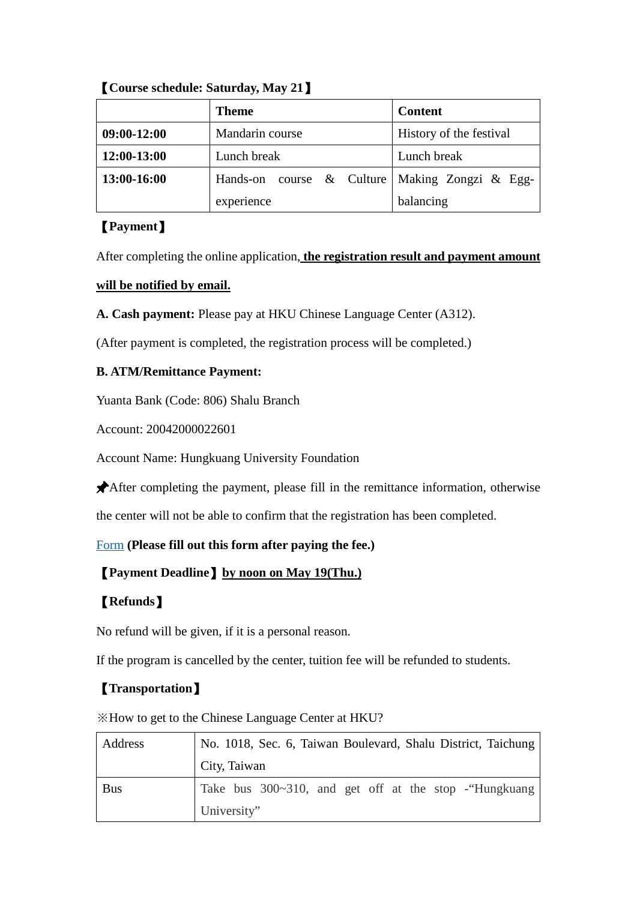**【Course schedule: Saturday, May 21】**

| | **Theme** | **Content** |
|---|---|---|
| **09:00-12:00** | Mandarin course | History of the festival |
| **12:00-13:00** | Lunch break | Lunch break |
| **13:00-16:00** | Hands-on course & Culture experience | Making Zongzi & Egg-balancing |

**【Payment】**

After completing the online application, **the registration result and payment amount will be notified by email.**

**A. Cash payment:** Please pay at HKU Chinese Language Center (A312).

(After payment is completed, the registration process will be completed.)

**B. ATM/Remittance Payment:**

Yuanta Bank (Code: 806) Shalu Branch

Account: 20042000022601

Account Name: Hungkuang University Foundation

📌After completing the payment, please fill in the remittance information, otherwise the center will not be able to confirm that the registration has been completed.

Form **(Please fill out this form after paying the fee.)**

**【Payment Deadline】** **by noon on May 19(Thu.)**

**【Refunds】**

No refund will be given, if it is a personal reason.

If the program is cancelled by the center, tuition fee will be refunded to students.

**【Transportation】**

※How to get to the Chinese Language Center at HKU?

| | |
|---|---|
| Address | No. 1018, Sec. 6, Taiwan Boulevard, Shalu District, Taichung City, Taiwan |
| Bus | Take bus 300~310, and get off at the stop -"Hungkuang University" |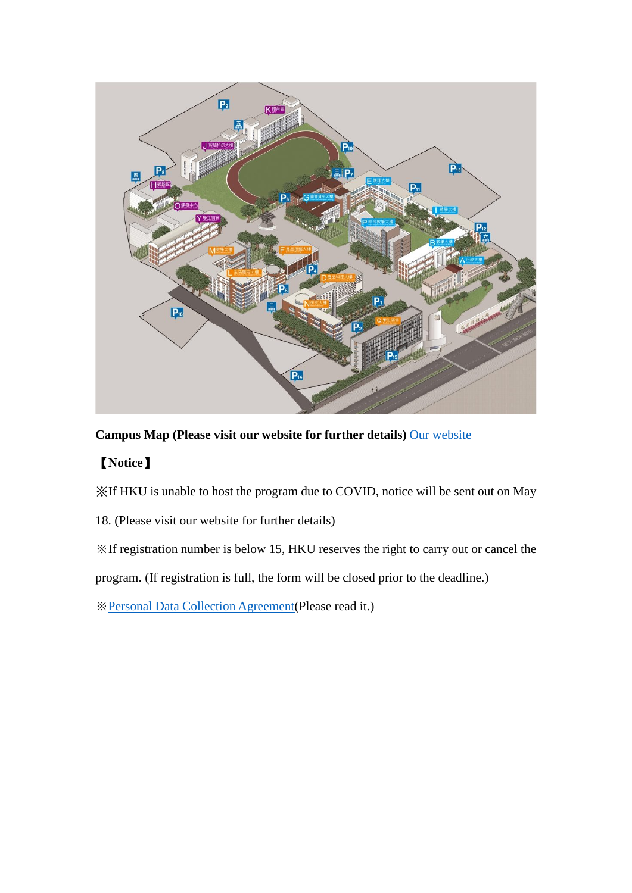**Campus Map (Please visit our website for further details)** Our website

【**Notice**】

※If HKU is unable to host the program due to COVID, notice will be sent out on May 18. (Please visit our website for further details)

※If registration number is below 15, HKU reserves the right to carry out or cancel the program. (If registration is full, the form will be closed prior to the deadline.)

※Personal Data Collection Agreement(Please read it.)